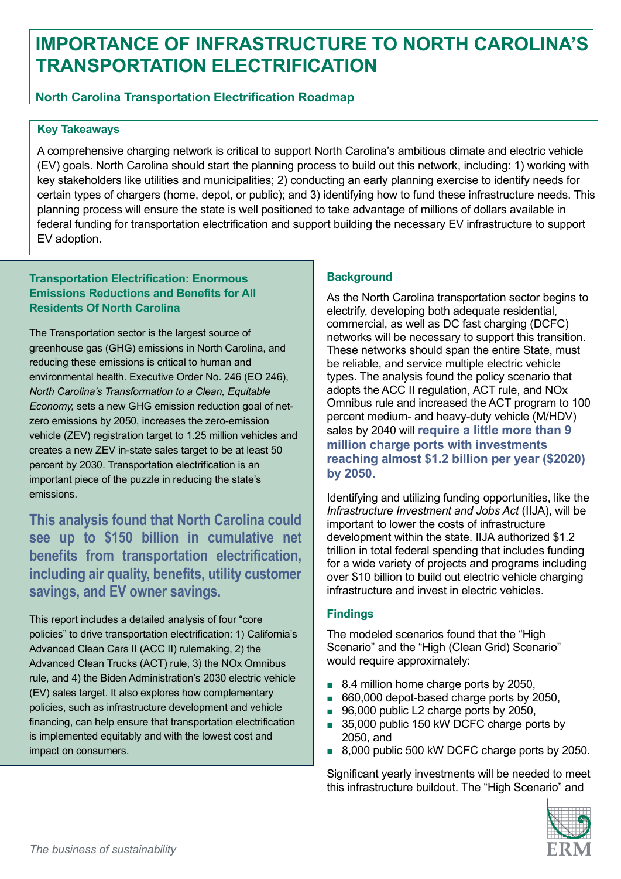# IMPORTANCE OF INFRASTRUCTURE TO NORTH CAROLINA'S TRANSPORTATION ELECTRIFICATION

## North Carolina Transportation Electrification Roadmap

### Key Takeaways

A comprehensive charging network is critical to support North Carolina's ambitious climate and electric vehicle (EV) goals. North Carolina should start the planning process to build out this network, including: 1) working with key stakeholders like utilities and municipalities; 2) conducting an early planning exercise to identify needs for certain types of chargers (home, depot, or public); and 3) identifying how to fund these infrastructure needs. This planning process will ensure the state is well positioned to take advantage of millions of dollars available in federal funding for transportation electrification and support building the necessary EV infrastructure to support EV adoption.

### Transportation Electrification: Enormous Emissions Reductions and Benefits for All Residents Of North Carolina

The Transportation sector is the largest source of greenhouse gas (GHG) emissions in North Carolina, and reducing these emissions is critical to human and environmental health. Executive Order No. 246 (EO 246), *North Carolina's Transformation to a Clean, Equitable Economy,* sets a new GHG emission reduction goal of net-zero emissions by 2050, increases the zero-emission vehicle (ZEV) registration target to 1.25 million vehicles and creates a new ZEV in-state sales target to be at least 50 percent by 2030. Transportation electrification is an important piece of the puzzle in reducing the state's emissions.

**This analysis found that North Carolina could see up to $150 billion in cumulative net benefits from transportation electrification, including air quality, benefits, utility customer savings, and EV owner savings.**

This report includes a detailed analysis of four "core policies" to drive transportation electrification: 1) California's Advanced Clean Cars II (ACC II) rulemaking, 2) the Advanced Clean Trucks (ACT) rule, 3) the NOx Omnibus rule, and 4) the Biden Administration's 2030 electric vehicle (EV) sales target. It also explores how complementary policies, such as infrastructure development and vehicle financing, can help ensure that transportation electrification is implemented equitably and with the lowest cost and impact on consumers.

### Background

As the North Carolina transportation sector begins to electrify, developing both adequate residential, commercial, as well as DC fast charging (DCFC) networks will be necessary to support this transition. These networks should span the entire State, must be reliable, and service multiple electric vehicle types. The analysis found the policy scenario that adopts the ACC II regulation, ACT rule, and NOx Omnibus rule and increased the ACT program to 100 percent medium- and heavy-duty vehicle (M/HDV) sales by 2040 will **require a little more than 9 million charge ports with investments reaching almost $1.2 billion per year ($2020) by 2050.**

Identifying and utilizing funding opportunities, like the *Infrastructure Investment and Jobs Act* (IIJA), will be important to lower the costs of infrastructure development within the state. IIJA authorized $1.2 trillion in total federal spending that includes funding for a wide variety of projects and programs including over $10 billion to build out electric vehicle charging infrastructure and invest in electric vehicles.

### Findings

The modeled scenarios found that the "High Scenario" and the "High (Clean Grid) Scenario" would require approximately:

- 8.4 million home charge ports by 2050,
- 660,000 depot-based charge ports by 2050,
- 96,000 public L2 charge ports by 2050,
- 35,000 public 150 kW DCFC charge ports by 2050, and
- 8,000 public 500 kW DCFC charge ports by 2050.

Significant yearly investments will be needed to meet this infrastructure buildout. The "High Scenario" and

*The business of sustainability*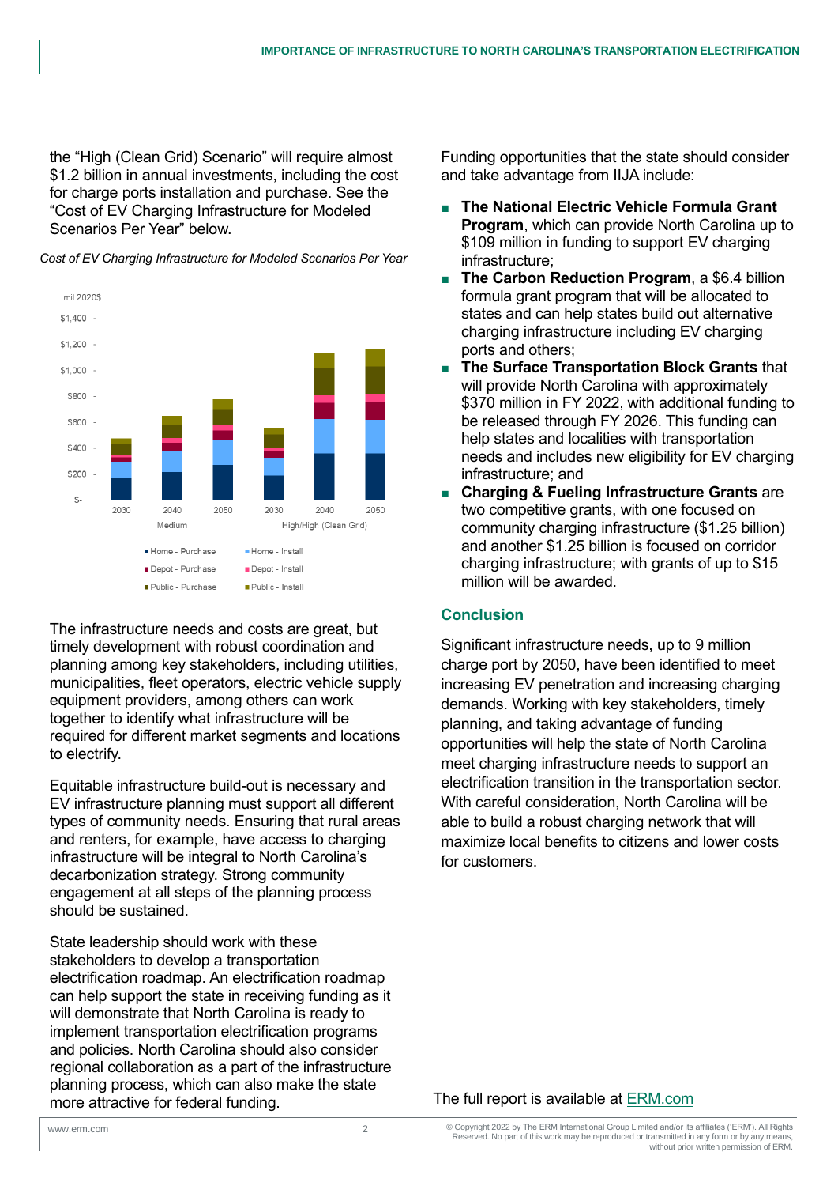the "High (Clean Grid) Scenario" will require almost $1.2 billion in annual investments, including the cost for charge ports installation and purchase. See the "Cost of EV Charging Infrastructure for Modeled Scenarios Per Year" below.

*Cost of EV Charging Infrastructure for Modeled Scenarios Per Year*

mil 2020$

$1,400
$1,200
$1,000
$800
$600
$400
$200
$-

2030 2040 2050 2030 2040 2050

Medium High/High (Clean Grid)

Home - Purchase
Home - Install
Depot - Purchase
Depot - Install
Public - Purchase
Public - Install

The infrastructure needs and costs are great, but timely development with robust coordination and planning among key stakeholders, including utilities, municipalities, fleet operators, electric vehicle supply equipment providers, among others can work together to identify what infrastructure will be required for different market segments and locations to electrify.

Equitable infrastructure build-out is necessary and EV infrastructure planning must support all different types of community needs. Ensuring that rural areas and renters, for example, have access to charging infrastructure will be integral to North Carolina's decarbonization strategy. Strong community engagement at all steps of the planning process should be sustained.

State leadership should work with these stakeholders to develop a transportation electrification roadmap. An electrification roadmap can help support the state in receiving funding as it will demonstrate that North Carolina is ready to implement transportation electrification programs and policies. North Carolina should also consider regional collaboration as a part of the infrastructure planning process, which can also make the state more attractive for federal funding.

Funding opportunities that the state should consider and take advantage from IIJA include:

- **The National Electric Vehicle Formula Grant Program**, which can provide North Carolina up to $109 million in funding to support EV charging infrastructure;
- **The Carbon Reduction Program**, a $6.4 billion formula grant program that will be allocated to states and can help states build out alternative charging infrastructure including EV charging ports and others;
- **The Surface Transportation Block Grants** that will provide North Carolina with approximately $370 million in FY 2022, with additional funding to be released through FY 2026. This funding can help states and localities with transportation needs and includes new eligibility for EV charging infrastructure; and
- **Charging & Fueling Infrastructure Grants** are two competitive grants, with one focused on community charging infrastructure ($1.25 billion) and another $1.25 billion is focused on corridor charging infrastructure; with grants of up to $15 million will be awarded.

## Conclusion

Significant infrastructure needs, up to 9 million charge port by 2050, have been identified to meet increasing EV penetration and increasing charging demands. Working with key stakeholders, timely planning, and taking advantage of funding opportunities will help the state of North Carolina meet charging infrastructure needs to support an electrification transition in the transportation sector. With careful consideration, North Carolina will be able to build a robust charging network that will maximize local benefits to citizens and lower costs for customers.

The full report is available at [ERM.com](https://www.erm.com)